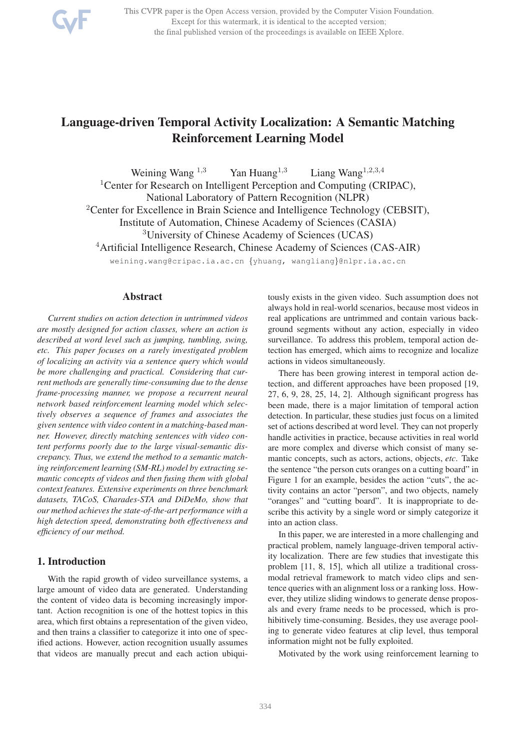# Language-driven Temporal Activity Localization: A Semantic Matching Reinforcement Learning Model

Weining Wang [1,3] Yan Huang[1,3] Liang Wang[1,2,3,4]

[1]Center for Research on Intelligent Perception and Computing (CRIPAC), National Laboratory of Pattern Recognition (NLPR)

[2]Center for Excellence in Brain Science and Intelligence Technology (CEBSIT), Institute of Automation, Chinese Academy of Sciences (CASIA)

[3]University of Chinese Academy of Sciences (UCAS)

[4]Artificial Intelligence Research, Chinese Academy of Sciences (CAS-AIR)

weining.wang@cripac.ia.ac.cn {yhuang, wangliang}@nlpr.ia.ac.cn

## Abstract

*Current studies on action detection in untrimmed videos are mostly designed for action classes, where an action is described at word level such as jumping, tumbling, swing, etc. This paper focuses on a rarely investigated problem of localizing an activity via a sentence query which would be more challenging and practical. Considering that current methods are generally time-consuming due to the dense frame-processing manner, we propose a recurrent neural network based reinforcement learning model which selectively observes a sequence of frames and associates the given sentence with video content in a matching-based manner. However, directly matching sentences with video content performs poorly due to the large visual-semantic discrepancy. Thus, we extend the method to a semantic matching reinforcement learning (SM-RL) model by extracting semantic concepts of videos and then fusing them with global context features. Extensive experiments on three benchmark datasets, TACoS, Charades-STA and DiDeMo, show that our method achieves the state-of-the-art performance with a high detection speed, demonstrating both effectiveness and efficiency of our method.*

## 1. Introduction

With the rapid growth of video surveillance systems, a large amount of video data are generated. Understanding the content of video data is becoming increasingly important. Action recognition is one of the hottest topics in this area, which first obtains a representation of the given video, and then trains a classifier to categorize it into one of specified actions. However, action recognition usually assumes that videos are manually precut and each action ubiquitously exists in the given video. Such assumption does not always hold in real-world scenarios, because most videos in real applications are untrimmed and contain various background segments without any action, especially in video surveillance. To address this problem, temporal action detection has emerged, which aims to recognize and localize actions in videos simultaneously.

There has been growing interest in temporal action detection, and different approaches have been proposed [19, 27, 6, 9, 28, 25, 14, 2]. Although significant progress has been made, there is a major limitation of temporal action detection. In particular, these studies just focus on a limited set of actions described at word level. They can not properly handle activities in practice, because activities in real world are more complex and diverse which consist of many semantic concepts, such as actors, actions, objects, *etc*. Take the sentence "the person cuts oranges on a cutting board" in Figure 1 for an example, besides the action "cuts", the activity contains an actor "person", and two objects, namely "oranges" and "cutting board". It is inappropriate to describe this activity by a single word or simply categorize it into an action class.

In this paper, we are interested in a more challenging and practical problem, namely language-driven temporal activity localization. There are few studies that investigate this problem [11, 8, 15], which all utilize a traditional cross-modal retrieval framework to match video clips and sentence queries with an alignment loss or a ranking loss. However, they utilize sliding windows to generate dense proposals and every frame needs to be processed, which is prohibitively time-consuming. Besides, they use average pooling to generate video features at clip level, thus temporal information might not be fully exploited.

Motivated by the work using reinforcement learning to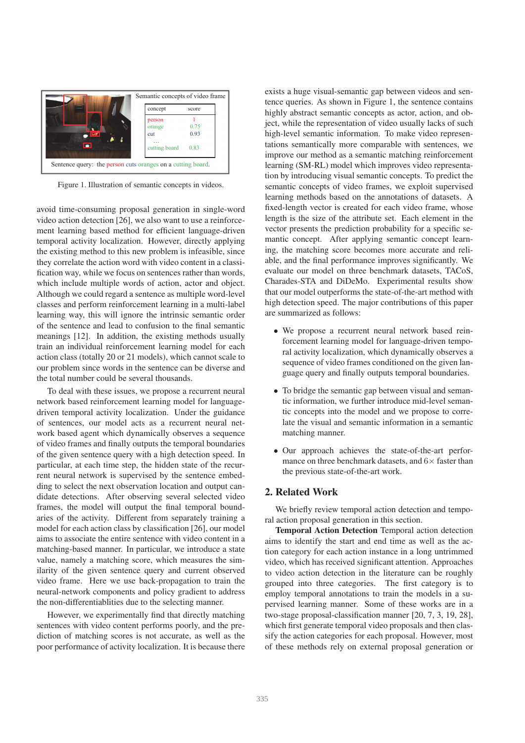Semantic concepts of video frame

| concept | score |
|---|---|
| person | 1 |
| orange | 0.75 |
| cut | 0.93 |
| ... | |
| cutting board | 0.83 |

Sentence query: the person cuts oranges on a cutting board.

Figure 1. Illustration of semantic concepts in videos.

avoid time-consuming proposal generation in single-word video action detection [26], we also want to use a reinforcement learning based method for efficient language-driven temporal activity localization. However, directly applying the existing method to this new problem is infeasible, since they correlate the action word with video content in a classification way, while we focus on sentences rather than words, which include multiple words of action, actor and object. Although we could regard a sentence as multiple word-level classes and perform reinforcement learning in a multi-label learning way, this will ignore the intrinsic semantic order of the sentence and lead to confusion to the final semantic meanings [12]. In addition, the existing methods usually train an individual reinforcement learning model for each action class (totally 20 or 21 models), which cannot scale to our problem since words in the sentence can be diverse and the total number could be several thousands.

To deal with these issues, we propose a recurrent neural network based reinforcement learning model for language-driven temporal activity localization. Under the guidance of sentences, our model acts as a recurrent neural network based agent which dynamically observes a sequence of video frames and finally outputs the temporal boundaries of the given sentence query with a high detection speed. In particular, at each time step, the hidden state of the recurrent neural network is supervised by the sentence embedding to select the next observation location and output candidate detections. After observing several selected video frames, the model will output the final temporal boundaries of the activity. Different from separately training a model for each action class by classification [26], our model aims to associate the entire sentence with video content in a matching-based manner. In particular, we introduce a state value, namely a matching score, which measures the similarity of the given sentence query and current observed video frame. Here we use back-propagation to train the neural-network components and policy gradient to address the non-differentiablities due to the selecting manner.

However, we experimentally find that directly matching sentences with video content performs poorly, and the prediction of matching scores is not accurate, as well as the poor performance of activity localization. It is because there exists a huge visual-semantic gap between videos and sentence queries. As shown in Figure 1, the sentence contains highly abstract semantic concepts as actor, action, and object, while the representation of video usually lacks of such high-level semantic information. To make video representations semantically more comparable with sentences, we improve our method as a semantic matching reinforcement learning (SM-RL) model which improves video representation by introducing visual semantic concepts. To predict the semantic concepts of video frames, we exploit supervised learning methods based on the annotations of datasets. A fixed-length vector is created for each video frame, whose length is the size of the attribute set. Each element in the vector presents the prediction probability for a specific semantic concept. After applying semantic concept learning, the matching score becomes more accurate and reliable, and the final performance improves significantly. We evaluate our model on three benchmark datasets, TACoS, Charades-STA and DiDeMo. Experimental results show that our model outperforms the state-of-the-art method with high detection speed. The major contributions of this paper are summarized as follows:

- We propose a recurrent neural network based reinforcement learning model for language-driven temporal activity localization, which dynamically observes a sequence of video frames conditioned on the given language query and finally outputs temporal boundaries.
- To bridge the semantic gap between visual and semantic information, we further introduce mid-level semantic concepts into the model and we propose to correlate the visual and semantic information in a semantic matching manner.
- Our approach achieves the state-of-the-art performance on three benchmark datasets, and $6\times$ faster than the previous state-of-the-art work.

## 2. Related Work

We briefly review temporal action detection and temporal action proposal generation in this section.

**Temporal Action Detection** Temporal action detection aims to identify the start and end time as well as the action category for each action instance in a long untrimmed video, which has received significant attention. Approaches to video action detection in the literature can be roughly grouped into three categories. The first category is to employ temporal annotations to train the models in a supervised learning manner. Some of these works are in a two-stage proposal-classification manner [20, 7, 3, 19, 28], which first generate temporal video proposals and then classify the action categories for each proposal. However, most of these methods rely on external proposal generation or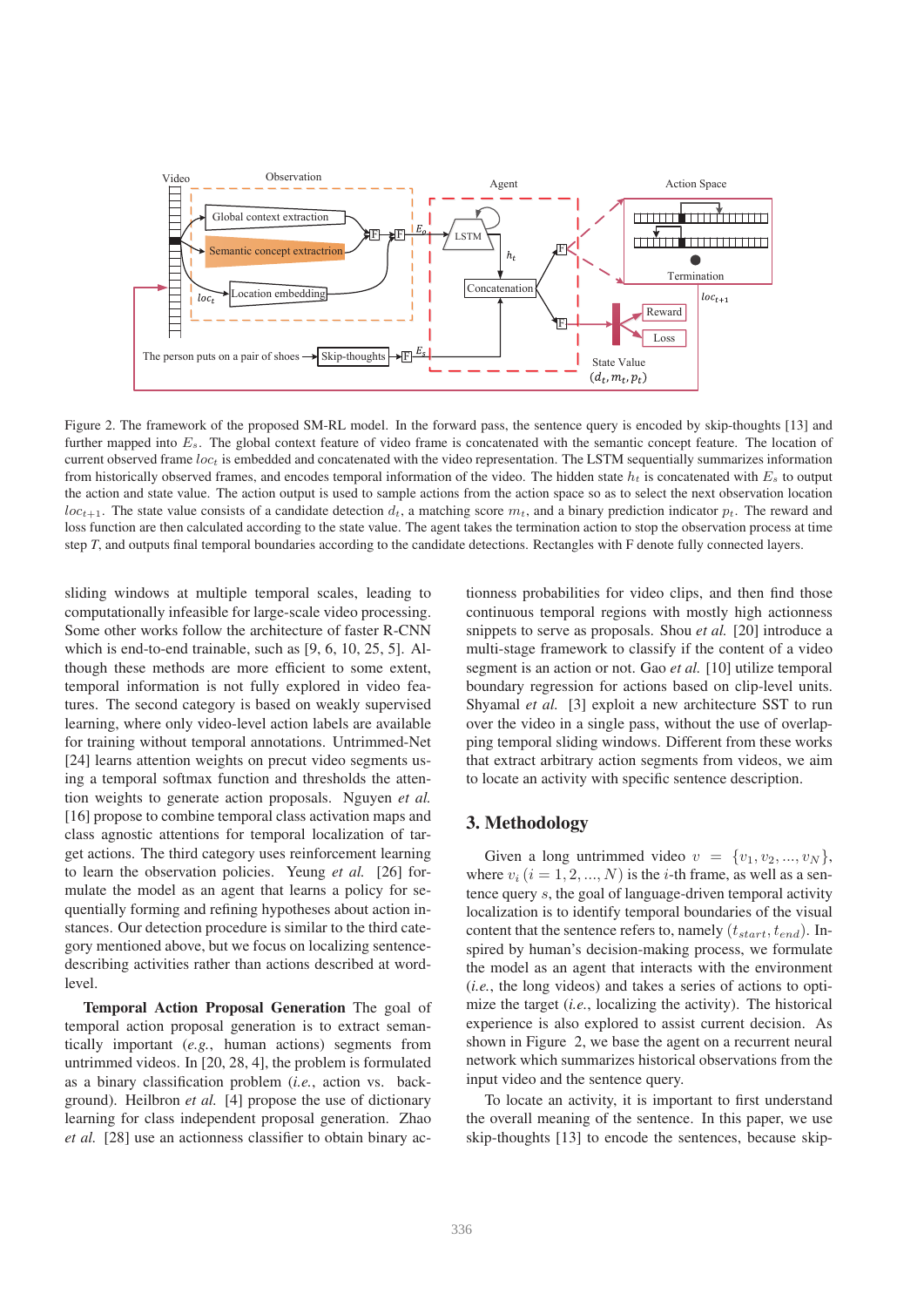Figure 2. The framework of the proposed SM-RL model. In the forward pass, the sentence query is encoded by skip-thoughts [13] and further mapped into $E_s$. The global context feature of video frame is concatenated with the semantic concept feature. The location of current observed frame $loc_t$ is embedded and concatenated with the video representation. The LSTM sequentially summarizes information from historically observed frames, and encodes temporal information of the video. The hidden state $h_t$ is concatenated with $E_s$ to output the action and state value. The action output is used to sample actions from the action space so as to select the next observation location $loc_{t+1}$. The state value consists of a candidate detection $d_t$, a matching score $m_t$, and a binary prediction indicator $p_t$. The reward and loss function are then calculated according to the state value. The agent takes the termination action to stop the observation process at time step $T$, and outputs final temporal boundaries according to the candidate detections. Rectangles with F denote fully connected layers.

sliding windows at multiple temporal scales, leading to computationally infeasible for large-scale video processing. Some other works follow the architecture of faster R-CNN which is end-to-end trainable, such as [9, 6, 10, 25, 5]. Although these methods are more efficient to some extent, temporal information is not fully explored in video features. The second category is based on weakly supervised learning, where only video-level action labels are available for training without temporal annotations. Untrimmed-Net [24] learns attention weights on precut video segments using a temporal softmax function and thresholds the attention weights to generate action proposals. Nguyen *et al.* [16] propose to combine temporal class activation maps and class agnostic attentions for temporal localization of target actions. The third category uses reinforcement learning to learn the observation policies. Yeung *et al.* [26] formulate the model as an agent that learns a policy for sequentially forming and refining hypotheses about action instances. Our detection procedure is similar to the third category mentioned above, but we focus on localizing sentence-describing activities rather than actions described at word-level.

**Temporal Action Proposal Generation** The goal of temporal action proposal generation is to extract semantically important (*e.g.*, human actions) segments from untrimmed videos. In [20, 28, 4], the problem is formulated as a binary classification problem (*i.e.*, action vs. background). Heilbron *et al.* [4] propose the use of dictionary learning for class independent proposal generation. Zhao *et al.* [28] use an actionness classifier to obtain binary actionness probabilities for video clips, and then find those continuous temporal regions with mostly high actionness snippets to serve as proposals. Shou *et al.* [20] introduce a multi-stage framework to classify if the content of a video segment is an action or not. Gao *et al.* [10] utilize temporal boundary regression for actions based on clip-level units. Shyamal *et al.* [3] exploit a new architecture SST to run over the video in a single pass, without the use of overlapping temporal sliding windows. Different from these works that extract arbitrary action segments from videos, we aim to locate an activity with specific sentence description.

## 3. Methodology

Given a long untrimmed video $v = \{v_1, v_2, ..., v_N\}$, where $v_i$ $(i = 1, 2, ..., N)$ is the $i$-th frame, as well as a sentence query $s$, the goal of language-driven temporal activity localization is to identify temporal boundaries of the visual content that the sentence refers to, namely $(t_{start}, t_{end})$. Inspired by human's decision-making process, we formulate the model as an agent that interacts with the environment (*i.e.*, the long videos) and takes a series of actions to optimize the target (*i.e.*, localizing the activity). The historical experience is also explored to assist current decision. As shown in Figure 2, we base the agent on a recurrent neural network which summarizes historical observations from the input video and the sentence query.

To locate an activity, it is important to first understand the overall meaning of the sentence. In this paper, we use skip-thoughts [13] to encode the sentences, because skip-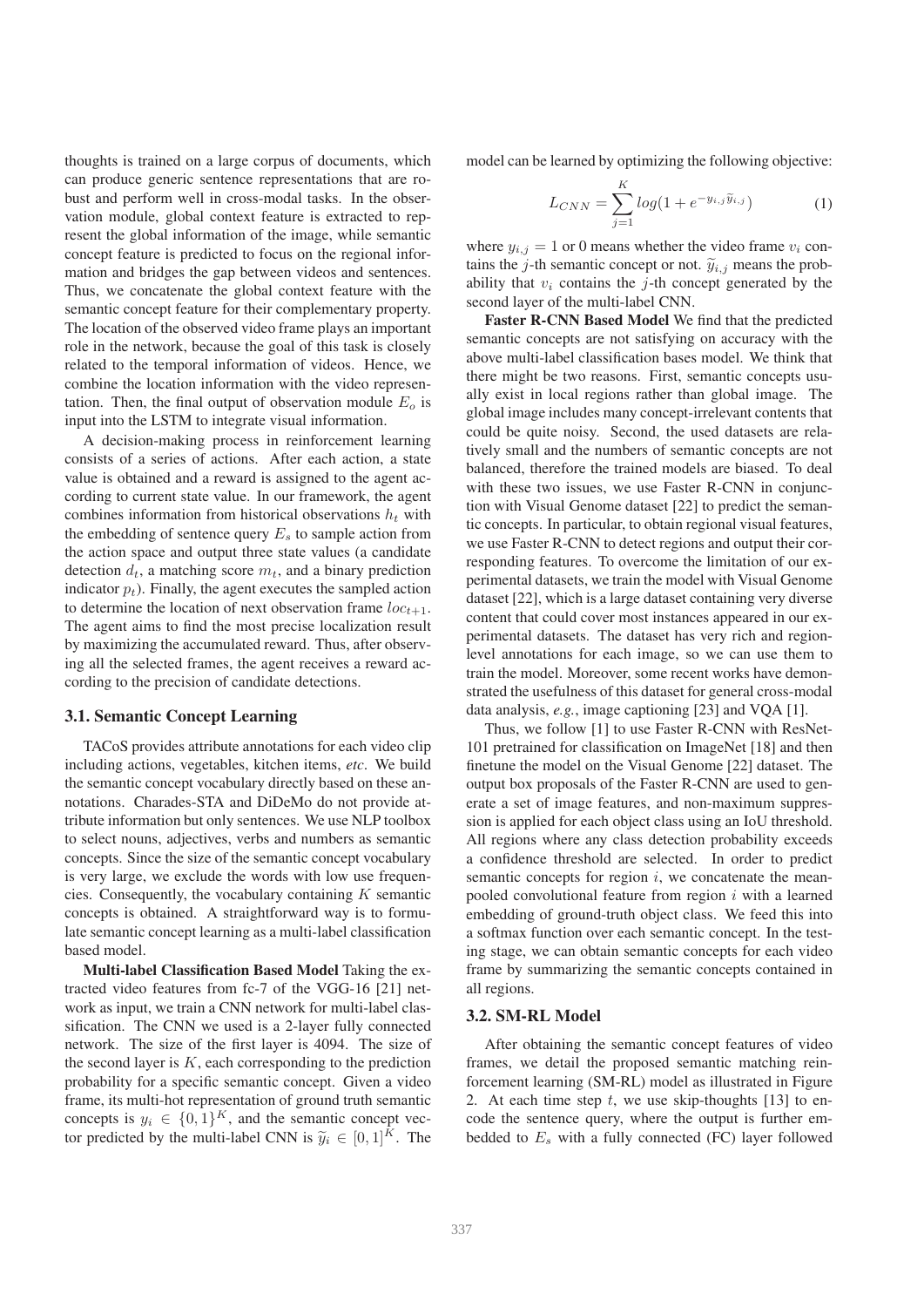thoughts is trained on a large corpus of documents, which can produce generic sentence representations that are robust and perform well in cross-modal tasks. In the observation module, global context feature is extracted to represent the global information of the image, while semantic concept feature is predicted to focus on the regional information and bridges the gap between videos and sentences. Thus, we concatenate the global context feature with the semantic concept feature for their complementary property. The location of the observed video frame plays an important role in the network, because the goal of this task is closely related to the temporal information of videos. Hence, we combine the location information with the video representation. Then, the final output of observation module $E_o$ is input into the LSTM to integrate visual information.

A decision-making process in reinforcement learning consists of a series of actions. After each action, a state value is obtained and a reward is assigned to the agent according to current state value. In our framework, the agent combines information from historical observations $h_t$ with the embedding of sentence query $E_s$ to sample action from the action space and output three state values (a candidate detection $d_t$, a matching score $m_t$, and a binary prediction indicator $p_t$). Finally, the agent executes the sampled action to determine the location of next observation frame $loc_{t+1}$. The agent aims to find the most precise localization result by maximizing the accumulated reward. Thus, after observing all the selected frames, the agent receives a reward according to the precision of candidate detections.

### 3.1. Semantic Concept Learning

TACoS provides attribute annotations for each video clip including actions, vegetables, kitchen items, *etc*. We build the semantic concept vocabulary directly based on these annotations. Charades-STA and DiDeMo do not provide attribute information but only sentences. We use NLP toolbox to select nouns, adjectives, verbs and numbers as semantic concepts. Since the size of the semantic concept vocabulary is very large, we exclude the words with low use frequencies. Consequently, the vocabulary containing $K$ semantic concepts is obtained. A straightforward way is to formulate semantic concept learning as a multi-label classification based model.

**Multi-label Classification Based Model** Taking the extracted video features from fc-7 of the VGG-16 [21] network as input, we train a CNN network for multi-label classification. The CNN we used is a 2-layer fully connected network. The size of the first layer is 4094. The size of the second layer is $K$, each corresponding to the prediction probability for a specific semantic concept. Given a video frame, its multi-hot representation of ground truth semantic concepts is $y_i \in \{0, 1\}^K$, and the semantic concept vector predicted by the multi-label CNN is $\widetilde{y}_i \in [0, 1]^K$. The model can be learned by optimizing the following objective:

$$L_{CNN} = \sum_{j=1}^{K} log(1 + e^{-y_{i,j}\widetilde{y}_{i,j}}) \tag{1}$$

where $y_{i,j} = 1$ or 0 means whether the video frame $v_i$ contains the $j$-th semantic concept or not. $\widetilde{y}_{i,j}$ means the probability that $v_i$ contains the $j$-th concept generated by the second layer of the multi-label CNN.

**Faster R-CNN Based Model** We find that the predicted semantic concepts are not satisfying on accuracy with the above multi-label classification bases model. We think that there might be two reasons. First, semantic concepts usually exist in local regions rather than global image. The global image includes many concept-irrelevant contents that could be quite noisy. Second, the used datasets are relatively small and the numbers of semantic concepts are not balanced, therefore the trained models are biased. To deal with these two issues, we use Faster R-CNN in conjunction with Visual Genome dataset [22] to predict the semantic concepts. In particular, to obtain regional visual features, we use Faster R-CNN to detect regions and output their corresponding features. To overcome the limitation of our experimental datasets, we train the model with Visual Genome dataset [22], which is a large dataset containing very diverse content that could cover most instances appeared in our experimental datasets. The dataset has very rich and region-level annotations for each image, so we can use them to train the model. Moreover, some recent works have demonstrated the usefulness of this dataset for general cross-modal data analysis, *e.g.*, image captioning [23] and VQA [1].

Thus, we follow [1] to use Faster R-CNN with ResNet-101 pretrained for classification on ImageNet [18] and then finetune the model on the Visual Genome [22] dataset. The output box proposals of the Faster R-CNN are used to generate a set of image features, and non-maximum suppression is applied for each object class using an IoU threshold. All regions where any class detection probability exceeds a confidence threshold are selected. In order to predict semantic concepts for region $i$, we concatenate the mean-pooled convolutional feature from region $i$ with a learned embedding of ground-truth object class. We feed this into a softmax function over each semantic concept. In the testing stage, we can obtain semantic concepts for each video frame by summarizing the semantic concepts contained in all regions.

### 3.2. SM-RL Model

After obtaining the semantic concept features of video frames, we detail the proposed semantic matching reinforcement learning (SM-RL) model as illustrated in Figure 2. At each time step $t$, we use skip-thoughts [13] to encode the sentence query, where the output is further embedded to $E_s$ with a fully connected (FC) layer followed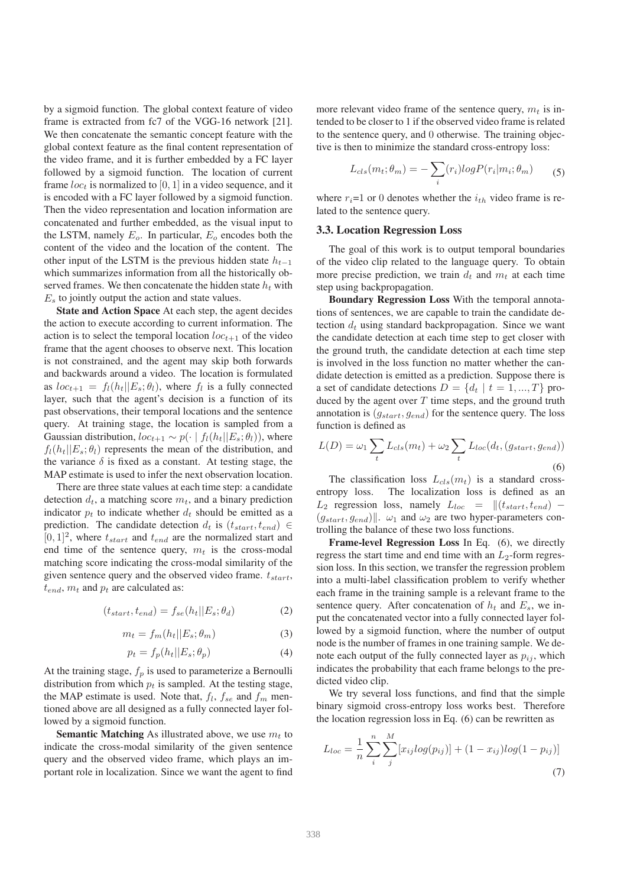by a sigmoid function. The global context feature of video frame is extracted from fc7 of the VGG-16 network [21]. We then concatenate the semantic concept feature with the global context feature as the final content representation of the video frame, and it is further embedded by a FC layer followed by a sigmoid function. The location of current frame $loc_t$ is normalized to $[0, 1]$ in a video sequence, and it is encoded with a FC layer followed by a sigmoid function. Then the video representation and location information are concatenated and further embedded, as the visual input to the LSTM, namely $E_o$. In particular, $E_o$ encodes both the content of the video and the location of the content. The other input of the LSTM is the previous hidden state $h_{t-1}$ which summarizes information from all the historically observed frames. We then concatenate the hidden state $h_t$ with $E_s$ to jointly output the action and state values.

**State and Action Space** At each step, the agent decides the action to execute according to current information. The action is to select the temporal location $loc_{t+1}$ of the video frame that the agent chooses to observe next. This location is not constrained, and the agent may skip both forwards and backwards around a video. The location is formulated as $loc_{t+1} = f_l(h_t||E_s; \theta_l)$, where $f_l$ is a fully connected layer, such that the agent's decision is a function of its past observations, their temporal locations and the sentence query. At training stage, the location is sampled from a Gaussian distribution, $loc_{t+1} \sim p(\cdot \mid f_l(h_t||E_s; \theta_l))$, where $f_l(h_t||E_s; \theta_l)$ represents the mean of the distribution, and the variance $\delta$ is fixed as a constant. At testing stage, the MAP estimate is used to infer the next observation location.

There are three state values at each time step: a candidate detection $d_t$, a matching score $m_t$, and a binary prediction indicator $p_t$ to indicate whether $d_t$ should be emitted as a prediction. The candidate detection $d_t$ is $(t_{start}, t_{end}) \in [0, 1]^2$, where $t_{start}$ and $t_{end}$ are the normalized start and end time of the sentence query, $m_t$ is the cross-modal matching score indicating the cross-modal similarity of the given sentence query and the observed video frame. $t_{start}$, $t_{end}$, $m_t$ and $p_t$ are calculated as:

$$(t_{start}, t_{end}) = f_{se}(h_t||E_s; \theta_d) \tag{2}$$

$$m_t = f_m(h_t||E_s; \theta_m) \tag{3}$$

$$p_t = f_p(h_t||E_s; \theta_p) \tag{4}$$

At the training stage, $f_p$ is used to parameterize a Bernoulli distribution from which $p_t$ is sampled. At the testing stage, the MAP estimate is used. Note that, $f_l$, $f_{se}$ and $f_m$ mentioned above are all designed as a fully connected layer followed by a sigmoid function.

**Semantic Matching** As illustrated above, we use $m_t$ to indicate the cross-modal similarity of the given sentence query and the observed video frame, which plays an important role in localization. Since we want the agent to find more relevant video frame of the sentence query, $m_t$ is intended to be closer to 1 if the observed video frame is related to the sentence query, and 0 otherwise. The training objective is then to minimize the standard cross-entropy loss:

$$L_{cls}(m_t; \theta_m) = -\sum_i (r_i) log P(r_i | m_i; \theta_m) \tag{5}$$

where $r_i$=1 or 0 denotes whether the $i_{th}$ video frame is related to the sentence query.

### 3.3. Location Regression Loss

The goal of this work is to output temporal boundaries of the video clip related to the language query. To obtain more precise prediction, we train $d_t$ and $m_t$ at each time step using backpropagation.

**Boundary Regression Loss** With the temporal annotations of sentences, we are capable to train the candidate detection $d_t$ using standard backpropagation. Since we want the candidate detection at each time step to get closer with the ground truth, the candidate detection at each time step is involved in the loss function no matter whether the candidate detection is emitted as a prediction. Suppose there is a set of candidate detections $D = \{d_t \mid t = 1, ..., T\}$ produced by the agent over $T$ time steps, and the ground truth annotation is $(g_{start}, g_{end})$ for the sentence query. The loss function is defined as

$$L(D) = \omega_1 \sum_t L_{cls}(m_t) + \omega_2 \sum_t L_{loc}(d_t, (g_{start}, g_{end})) \tag{6}$$

The classification loss $L_{cls}(m_t)$ is a standard cross-entropy loss. The localization loss is defined as an $L_2$ regression loss, namely $L_{loc} = \|(t_{start}, t_{end}) - (g_{start}, g_{end})\|$. $\omega_1$ and $\omega_2$ are two hyper-parameters controlling the balance of these two loss functions.

**Frame-level Regression Loss** In Eq. (6), we directly regress the start time and end time with an $L_2$-form regression loss. In this section, we transfer the regression problem into a multi-label classification problem to verify whether each frame in the training sample is a relevant frame to the sentence query. After concatenation of $h_t$ and $E_s$, we input the concatenated vector into a fully connected layer followed by a sigmoid function, where the number of output node is the number of frames in one training sample. We denote each output of the fully connected layer as $p_{ij}$, which indicates the probability that each frame belongs to the predicted video clip.

We try several loss functions, and find that the simple binary sigmoid cross-entropy loss works best. Therefore the location regression loss in Eq. (6) can be rewritten as

$$L_{loc} = \frac{1}{n} \sum_i^n \sum_j^M [x_{ij} log(p_{ij})] + (1 - x_{ij}) log(1 - p_{ij})] \tag{7}$$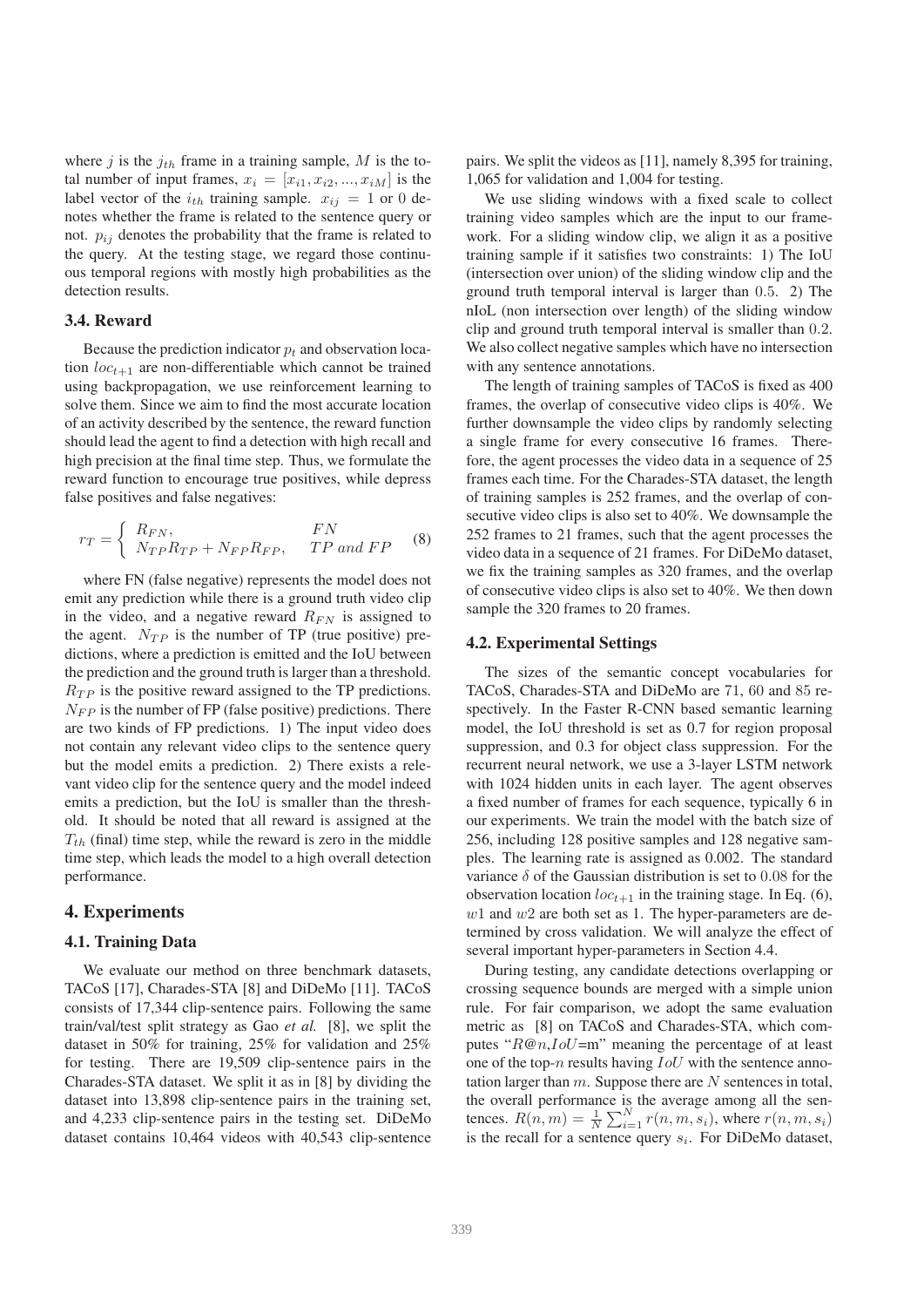where $j$ is the $j_{th}$ frame in a training sample, $M$ is the total number of input frames, $x_i = [x_{i1}, x_{i2}, ..., x_{iM}]$ is the label vector of the $i_{th}$ training sample. $x_{ij} = 1$ or $0$ denotes whether the frame is related to the sentence query or not. $p_{ij}$ denotes the probability that the frame is related to the query. At the testing stage, we regard those continuous temporal regions with mostly high probabilities as the detection results.

### 3.4. Reward

Because the prediction indicator $p_t$ and observation location $loc_{t+1}$ are non-differentiable which cannot be trained using backpropagation, we use reinforcement learning to solve them. Since we aim to find the most accurate location of an activity described by the sentence, the reward function should lead the agent to find a detection with high recall and high precision at the final time step. Thus, we formulate the reward function to encourage true positives, while depress false positives and false negatives:

$$r_T = \begin{cases} R_{FN}, & FN \\ N_{TP}R_{TP} + N_{FP}R_{FP}, & TP \text{ and } FP \end{cases} \tag{8}$$

where FN (false negative) represents the model does not emit any prediction while there is a ground truth video clip in the video, and a negative reward $R_{FN}$ is assigned to the agent. $N_{TP}$ is the number of TP (true positive) predictions, where a prediction is emitted and the IoU between the prediction and the ground truth is larger than a threshold. $R_{TP}$ is the positive reward assigned to the TP predictions. $N_{FP}$ is the number of FP (false positive) predictions. There are two kinds of FP predictions. 1) The input video does not contain any relevant video clips to the sentence query but the model emits a prediction. 2) There exists a relevant video clip for the sentence query and the model indeed emits a prediction, but the IoU is smaller than the threshold. It should be noted that all reward is assigned at the $T_{th}$ (final) time step, while the reward is zero in the middle time step, which leads the model to a high overall detection performance.

## 4. Experiments

### 4.1. Training Data

We evaluate our method on three benchmark datasets, TACoS [17], Charades-STA [8] and DiDeMo [11]. TACoS consists of 17,344 clip-sentence pairs. Following the same train/val/test split strategy as Gao *et al.* [8], we split the dataset in 50% for training, 25% for validation and 25% for testing. There are 19,509 clip-sentence pairs in the Charades-STA dataset. We split it as in [8] by dividing the dataset into 13,898 clip-sentence pairs in the training set, and 4,233 clip-sentence pairs in the testing set. DiDeMo dataset contains 10,464 videos with 40,543 clip-sentence pairs. We split the videos as [11], namely 8,395 for training, 1,065 for validation and 1,004 for testing.

We use sliding windows with a fixed scale to collect training video samples which are the input to our framework. For a sliding window clip, we align it as a positive training sample if it satisfies two constraints: 1) The IoU (intersection over union) of the sliding window clip and the ground truth temporal interval is larger than $0.5$. 2) The nIoL (non intersection over length) of the sliding window clip and ground truth temporal interval is smaller than $0.2$. We also collect negative samples which have no intersection with any sentence annotations.

The length of training samples of TACoS is fixed as 400 frames, the overlap of consecutive video clips is 40%. We further downsample the video clips by randomly selecting a single frame for every consecutive 16 frames. Therefore, the agent processes the video data in a sequence of 25 frames each time. For the Charades-STA dataset, the length of training samples is 252 frames, and the overlap of consecutive video clips is also set to 40%. We downsample the 252 frames to 21 frames, such that the agent processes the video data in a sequence of 21 frames. For DiDeMo dataset, we fix the training samples as 320 frames, and the overlap of consecutive video clips is also set to 40%. We then down sample the 320 frames to 20 frames.

### 4.2. Experimental Settings

The sizes of the semantic concept vocabularies for TACoS, Charades-STA and DiDeMo are 71, 60 and 85 respectively. In the Faster R-CNN based semantic learning model, the IoU threshold is set as 0.7 for region proposal suppression, and 0.3 for object class suppression. For the recurrent neural network, we use a 3-layer LSTM network with 1024 hidden units in each layer. The agent observes a fixed number of frames for each sequence, typically 6 in our experiments. We train the model with the batch size of 256, including 128 positive samples and 128 negative samples. The learning rate is assigned as 0.002. The standard variance $\delta$ of the Gaussian distribution is set to $0.08$ for the observation location $loc_{t+1}$ in the training stage. In Eq. (6), $w1$ and $w2$ are both set as 1. The hyper-parameters are determined by cross validation. We will analyze the effect of several important hyper-parameters in Section 4.4.

During testing, any candidate detections overlapping or crossing sequence bounds are merged with a simple union rule. For fair comparison, we adopt the same evaluation metric as [8] on TACoS and Charades-STA, which computes "$R@n$,$IoU$=m" meaning the percentage of at least one of the top-$n$ results having $IoU$ with the sentence annotation larger than $m$. Suppose there are $N$ sentences in total, the overall performance is the average among all the sentences. $R(n, m) = \frac{1}{N}\sum_{i=1}^{N} r(n, m, s_i)$, where $r(n, m, s_i)$ is the recall for a sentence query $s_i$. For DiDeMo dataset,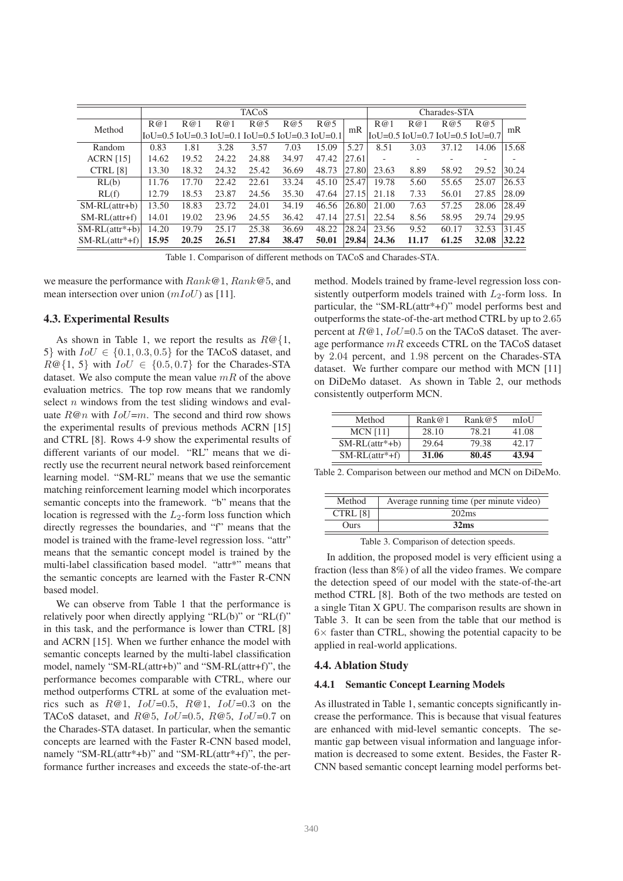| Method | TACoS | | | | | | | Charades-STA | | | | |
|---|---|---|---|---|---|---|---|---|---|---|---|---|
| | R@1 IoU=0.5 | R@1 IoU=0.3 | R@1 IoU=0.1 | R@5 IoU=0.5 | R@5 IoU=0.3 | R@5 IoU=0.1 | mR | R@1 IoU=0.5 | R@1 IoU=0.7 | R@5 IoU=0.5 | R@5 IoU=0.7 | mR |
| Random | 0.83 | 1.81 | 3.28 | 3.57 | 7.03 | 15.09 | 5.27 | 8.51 | 3.03 | 37.12 | 14.06 | 15.68 |
| ACRN [15] | 14.62 | 19.52 | 24.22 | 24.88 | 34.97 | 47.42 | 27.61 | - | - | - | - | - |
| CTRL [8] | 13.30 | 18.32 | 24.32 | 25.42 | 36.69 | 48.73 | 27.80 | 23.63 | 8.89 | 58.92 | 29.52 | 30.24 |
| RL(b) | 11.76 | 17.70 | 22.42 | 22.61 | 33.24 | 45.10 | 25.47 | 19.78 | 5.60 | 55.65 | 25.07 | 26.53 |
| RL(f) | 12.79 | 18.53 | 23.87 | 24.56 | 35.30 | 47.64 | 27.15 | 21.18 | 7.33 | 56.01 | 27.85 | 28.09 |
| SM-RL(attr+b) | 13.50 | 18.83 | 23.72 | 24.01 | 34.19 | 46.56 | 26.80 | 21.00 | 7.63 | 57.25 | 28.06 | 28.49 |
| SM-RL(attr+f) | 14.01 | 19.02 | 23.96 | 24.55 | 36.42 | 47.14 | 27.51 | 22.54 | 8.56 | 58.95 | 29.74 | 29.95 |
| SM-RL(attr*+b) | 14.20 | 19.79 | 25.17 | 25.38 | 36.69 | 48.22 | 28.24 | 23.56 | 9.52 | 60.17 | 32.53 | 31.45 |
| SM-RL(attr*+f) | **15.95** | **20.25** | **26.51** | **27.84** | **38.47** | **50.01** | **29.84** | **24.36** | **11.17** | **61.25** | **32.08** | **32.22** |

Table 1. Comparison of different methods on TACoS and Charades-STA.

we measure the performance with $Rank@1$, $Rank@5$, and mean intersection over union ($mIoU$) as [11].

### 4.3. Experimental Results

As shown in Table 1, we report the results as $R@\{1, 5\}$ with $IoU \in \{0.1, 0.3, 0.5\}$ for the TACoS dataset, and $R@\{1, 5\}$ with $IoU \in \{0.5, 0.7\}$ for the Charades-STA dataset. We also compute the mean value $mR$ of the above evaluation metrics. The top row means that we randomly select $n$ windows from the test sliding windows and evaluate $R@n$ with $IoU$=$m$. The second and third row shows the experimental results of previous methods ACRN [15] and CTRL [8]. Rows 4-9 show the experimental results of different variants of our model. "RL" means that we directly use the recurrent neural network based reinforcement learning model. "SM-RL" means that we use the semantic matching reinforcement learning model which incorporates semantic concepts into the framework. "b" means that the location is regressed with the $L_2$-form loss function which directly regresses the boundaries, and "f" means that the model is trained with the frame-level regression loss. "attr" means that the semantic concept model is trained by the multi-label classification based model. "attr*" means that the semantic concepts are learned with the Faster R-CNN based model.

We can observe from Table 1 that the performance is relatively poor when directly applying "RL(b)" or "RL(f)" in this task, and the performance is lower than CTRL [8] and ACRN [15]. When we further enhance the model with semantic concepts learned by the multi-label classification model, namely "SM-RL(attr+b)" and "SM-RL(attr+f)", the performance becomes comparable with CTRL, where our method outperforms CTRL at some of the evaluation metrics such as $R@1$, $IoU$=0.5, $R@1$, $IoU$=0.3 on the TACoS dataset, and $R@5$, $IoU$=0.5, $R@5$, $IoU$=0.7 on the Charades-STA dataset. In particular, when the semantic concepts are learned with the Faster R-CNN based model, namely "SM-RL(attr*+b)" and "SM-RL(attr*+f)", the performance further increases and exceeds the state-of-the-art method. Models trained by frame-level regression loss consistently outperform models trained with $L_2$-form loss. In particular, the "SM-RL(attr*+f)" model performs best and outperforms the state-of-the-art method CTRL by up to 2.65 percent at $R@1$, $IoU$=0.5 on the TACoS dataset. The average performance $mR$ exceeds CTRL on the TACoS dataset by 2.04 percent, and 1.98 percent on the Charades-STA dataset. We further compare our method with MCN [11] on DiDeMo dataset. As shown in Table 2, our methods consistently outperform MCN.

| Method | Rank@1 | Rank@5 | mIoU |
|---|---|---|---|
| MCN [11] | 28.10 | 78.21 | 41.08 |
| SM-RL(attr*+b) | 29.64 | 79.38 | 42.17 |
| SM-RL(attr*+f) | **31.06** | **80.45** | **43.94** |

Table 2. Comparison between our method and MCN on DiDeMo.

| Method | Average running time (per minute video) |
|---|---|
| CTRL [8] | 202ms |
| Ours | **32ms** |

Table 3. Comparison of detection speeds.

In addition, the proposed model is very efficient using a fraction (less than 8%) of all the video frames. We compare the detection speed of our model with the state-of-the-art method CTRL [8]. Both of the two methods are tested on a single Titan X GPU. The comparison results are shown in Table 3. It can be seen from the table that our method is $6\times$ faster than CTRL, showing the potential capacity to be applied in real-world applications.

### 4.4. Ablation Study

#### 4.4.1 Semantic Concept Learning Models

As illustrated in Table 1, semantic concepts significantly increase the performance. This is because that visual features are enhanced with mid-level semantic concepts. The semantic gap between visual information and language information is decreased to some extent. Besides, the Faster R-CNN based semantic concept learning model performs bet-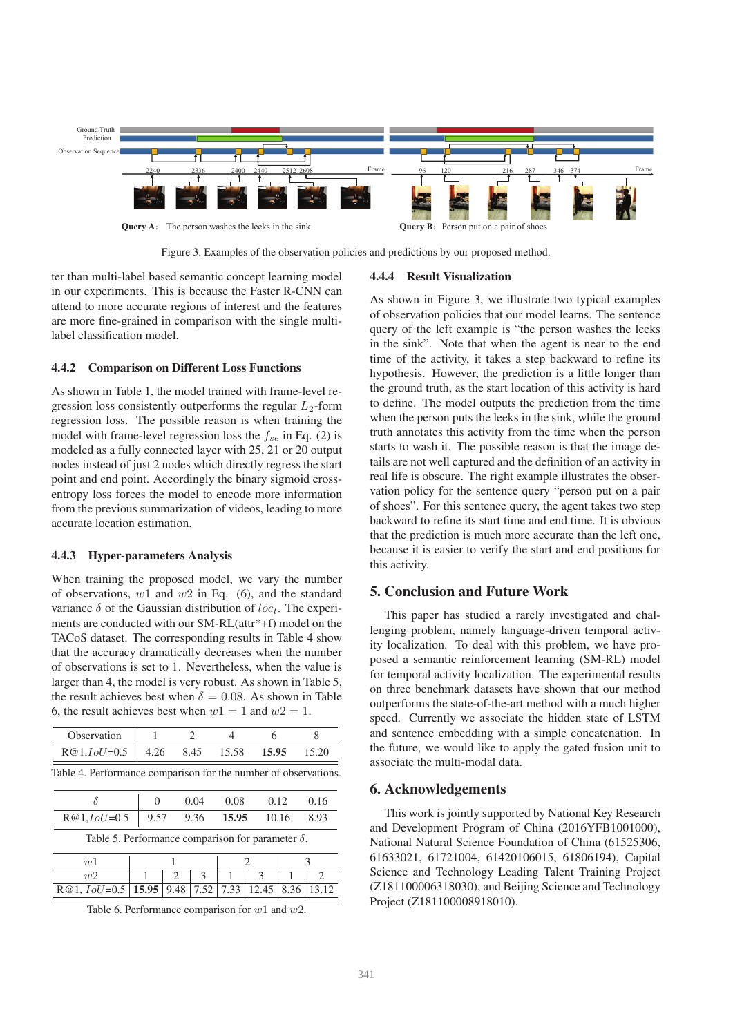Figure 3. Examples of the observation policies and predictions by our proposed method.

ter than multi-label based semantic concept learning model in our experiments. This is because the Faster R-CNN can attend to more accurate regions of interest and the features are more fine-grained in comparison with the single multi-label classification model.

#### 4.4.2 Comparison on Different Loss Functions

As shown in Table 1, the model trained with frame-level regression loss consistently outperforms the regular $L_2$-form regression loss. The possible reason is when training the model with frame-level regression loss the $f_{se}$ in Eq. (2) is modeled as a fully connected layer with 25, 21 or 20 output nodes instead of just 2 nodes which directly regress the start point and end point. Accordingly the binary sigmoid cross-entropy loss forces the model to encode more information from the previous summarization of videos, leading to more accurate location estimation.

#### 4.4.3 Hyper-parameters Analysis

When training the proposed model, we vary the number of observations, $w1$ and $w2$ in Eq. (6), and the standard variance $\delta$ of the Gaussian distribution of $loc_t$. The experiments are conducted with our SM-RL(attr*+f) model on the TACoS dataset. The corresponding results in Table 4 show that the accuracy dramatically decreases when the number of observations is set to 1. Nevertheless, when the value is larger than 4, the model is very robust. As shown in Table 5, the result achieves best when $\delta = 0.08$. As shown in Table 6, the result achieves best when $w1 = 1$ and $w2 = 1$.

| Observation | 1 | 2 | 4 | 6 | 8 |
|---|---|---|---|---|---|
| R@1,$IoU$=0.5 | 4.26 | 8.45 | 15.58 | **15.95** | 15.20 |

Table 4. Performance comparison for the number of observations.

| $\delta$ | 0 | 0.04 | 0.08 | 0.12 | 0.16 |
|---|---|---|---|---|---|
| R@1,$IoU$=0.5 | 9.57 | 9.36 | **15.95** | 10.16 | 8.93 |

Table 5. Performance comparison for parameter $\delta$.

| $w1$ | 1 | | | 2 | | 3 | |
|---|---|---|---|---|---|---|---|
| $w2$ | 1 | 2 | 3 | 1 | 3 | 1 | 2 |
| R@1, $IoU$=0.5 | **15.95** | 9.48 | 7.52 | 7.33 | 12.45 | 8.36 | 13.12 |

Table 6. Performance comparison for $w1$ and $w2$.

#### 4.4.4 Result Visualization

As shown in Figure 3, we illustrate two typical examples of observation policies that our model learns. The sentence query of the left example is "the person washes the leeks in the sink". Note that when the agent is near to the end time of the activity, it takes a step backward to refine its hypothesis. However, the prediction is a little longer than the ground truth, as the start location of this activity is hard to define. The model outputs the prediction from the time when the person puts the leeks in the sink, while the ground truth annotates this activity from the time when the person starts to wash it. The possible reason is that the image details are not well captured and the definition of an activity in real life is obscure. The right example illustrates the observation policy for the sentence query "person put on a pair of shoes". For this sentence query, the agent takes two step backward to refine its start time and end time. It is obvious that the prediction is much more accurate than the left one, because it is easier to verify the start and end positions for this activity.

## 5. Conclusion and Future Work

This paper has studied a rarely investigated and challenging problem, namely language-driven temporal activity localization. To deal with this problem, we have proposed a semantic reinforcement learning (SM-RL) model for temporal activity localization. The experimental results on three benchmark datasets have shown that our method outperforms the state-of-the-art method with a much higher speed. Currently we associate the hidden state of LSTM and sentence embedding with a simple concatenation. In the future, we would like to apply the gated fusion unit to associate the multi-modal data.

## 6. Acknowledgements

This work is jointly supported by National Key Research and Development Program of China (2016YFB1001000), National Natural Science Foundation of China (61525306, 61633021, 61721004, 61420106015, 61806194), Capital Science and Technology Leading Talent Training Project (Z181100006318030), and Beijing Science and Technology Project (Z181100008918010).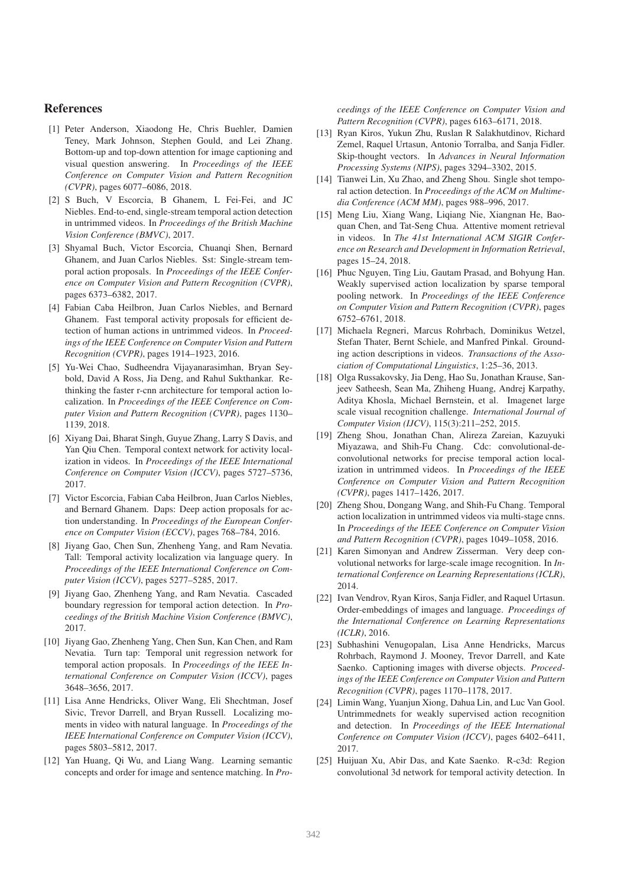## References

[1] Peter Anderson, Xiaodong He, Chris Buehler, Damien Teney, Mark Johnson, Stephen Gould, and Lei Zhang. Bottom-up and top-down attention for image captioning and visual question answering. In *Proceedings of the IEEE Conference on Computer Vision and Pattern Recognition (CVPR)*, pages 6077–6086, 2018.

[2] S Buch, V Escorcia, B Ghanem, L Fei-Fei, and JC Niebles. End-to-end, single-stream temporal action detection in untrimmed videos. In *Proceedings of the British Machine Vision Conference (BMVC)*, 2017.

[3] Shyamal Buch, Victor Escorcia, Chuanqi Shen, Bernard Ghanem, and Juan Carlos Niebles. Sst: Single-stream temporal action proposals. In *Proceedings of the IEEE Conference on Computer Vision and Pattern Recognition (CVPR)*, pages 6373–6382, 2017.

[4] Fabian Caba Heilbron, Juan Carlos Niebles, and Bernard Ghanem. Fast temporal activity proposals for efficient detection of human actions in untrimmed videos. In *Proceedings of the IEEE Conference on Computer Vision and Pattern Recognition (CVPR)*, pages 1914–1923, 2016.

[5] Yu-Wei Chao, Sudheendra Vijayanarasimhan, Bryan Seybold, David A Ross, Jia Deng, and Rahul Sukthankar. Rethinking the faster r-cnn architecture for temporal action localization. In *Proceedings of the IEEE Conference on Computer Vision and Pattern Recognition (CVPR)*, pages 1130–1139, 2018.

[6] Xiyang Dai, Bharat Singh, Guyue Zhang, Larry S Davis, and Yan Qiu Chen. Temporal context network for activity localization in videos. In *Proceedings of the IEEE International Conference on Computer Vision (ICCV)*, pages 5727–5736, 2017.

[7] Victor Escorcia, Fabian Caba Heilbron, Juan Carlos Niebles, and Bernard Ghanem. Daps: Deep action proposals for action understanding. In *Proceedings of the European Conference on Computer Vision (ECCV)*, pages 768–784, 2016.

[8] Jiyang Gao, Chen Sun, Zhenheng Yang, and Ram Nevatia. Tall: Temporal activity localization via language query. In *Proceedings of the IEEE International Conference on Computer Vision (ICCV)*, pages 5277–5285, 2017.

[9] Jiyang Gao, Zhenheng Yang, and Ram Nevatia. Cascaded boundary regression for temporal action detection. In *Proceedings of the British Machine Vision Conference (BMVC)*, 2017.

[10] Jiyang Gao, Zhenheng Yang, Chen Sun, Kan Chen, and Ram Nevatia. Turn tap: Temporal unit regression network for temporal action proposals. In *Proceedings of the IEEE International Conference on Computer Vision (ICCV)*, pages 3648–3656, 2017.

[11] Lisa Anne Hendricks, Oliver Wang, Eli Shechtman, Josef Sivic, Trevor Darrell, and Bryan Russell. Localizing moments in video with natural language. In *Proceedings of the IEEE International Conference on Computer Vision (ICCV)*, pages 5803–5812, 2017.

[12] Yan Huang, Qi Wu, and Liang Wang. Learning semantic concepts and order for image and sentence matching. In *Proceedings of the IEEE Conference on Computer Vision and Pattern Recognition (CVPR)*, pages 6163–6171, 2018.

[13] Ryan Kiros, Yukun Zhu, Ruslan R Salakhutdinov, Richard Zemel, Raquel Urtasun, Antonio Torralba, and Sanja Fidler. Skip-thought vectors. In *Advances in Neural Information Processing Systems (NIPS)*, pages 3294–3302, 2015.

[14] Tianwei Lin, Xu Zhao, and Zheng Shou. Single shot temporal action detection. In *Proceedings of the ACM on Multimedia Conference (ACM MM)*, pages 988–996, 2017.

[15] Meng Liu, Xiang Wang, Liqiang Nie, Xiangnan He, Baoquan Chen, and Tat-Seng Chua. Attentive moment retrieval in videos. In *The 41st International ACM SIGIR Conference on Research and Development in Information Retrieval*, pages 15–24, 2018.

[16] Phuc Nguyen, Ting Liu, Gautam Prasad, and Bohyung Han. Weakly supervised action localization by sparse temporal pooling network. In *Proceedings of the IEEE Conference on Computer Vision and Pattern Recognition (CVPR)*, pages 6752–6761, 2018.

[17] Michaela Regneri, Marcus Rohrbach, Dominikus Wetzel, Stefan Thater, Bernt Schiele, and Manfred Pinkal. Grounding action descriptions in videos. *Transactions of the Association of Computational Linguistics*, 1:25–36, 2013.

[18] Olga Russakovsky, Jia Deng, Hao Su, Jonathan Krause, Sanjeev Satheesh, Sean Ma, Zhiheng Huang, Andrej Karpathy, Aditya Khosla, Michael Bernstein, et al. Imagenet large scale visual recognition challenge. *International Journal of Computer Vision (IJCV)*, 115(3):211–252, 2015.

[19] Zheng Shou, Jonathan Chan, Alireza Zareian, Kazuyuki Miyazawa, and Shih-Fu Chang. Cdc: convolutional-de-convolutional networks for precise temporal action localization in untrimmed videos. In *Proceedings of the IEEE Conference on Computer Vision and Pattern Recognition (CVPR)*, pages 1417–1426, 2017.

[20] Zheng Shou, Dongang Wang, and Shih-Fu Chang. Temporal action localization in untrimmed videos via multi-stage cnns. In *Proceedings of the IEEE Conference on Computer Vision and Pattern Recognition (CVPR)*, pages 1049–1058, 2016.

[21] Karen Simonyan and Andrew Zisserman. Very deep convolutional networks for large-scale image recognition. In *International Conference on Learning Representations (ICLR)*, 2014.

[22] Ivan Vendrov, Ryan Kiros, Sanja Fidler, and Raquel Urtasun. Order-embeddings of images and language. *Proceedings of the International Conference on Learning Representations (ICLR)*, 2016.

[23] Subhashini Venugopalan, Lisa Anne Hendricks, Marcus Rohrbach, Raymond J. Mooney, Trevor Darrell, and Kate Saenko. Captioning images with diverse objects. *Proceedings of the IEEE Conference on Computer Vision and Pattern Recognition (CVPR)*, pages 1170–1178, 2017.

[24] Limin Wang, Yuanjun Xiong, Dahua Lin, and Luc Van Gool. Untrimmednets for weakly supervised action recognition and detection. In *Proceedings of the IEEE International Conference on Computer Vision (ICCV)*, pages 6402–6411, 2017.

[25] Huijuan Xu, Abir Das, and Kate Saenko. R-c3d: Region convolutional 3d network for temporal activity detection. In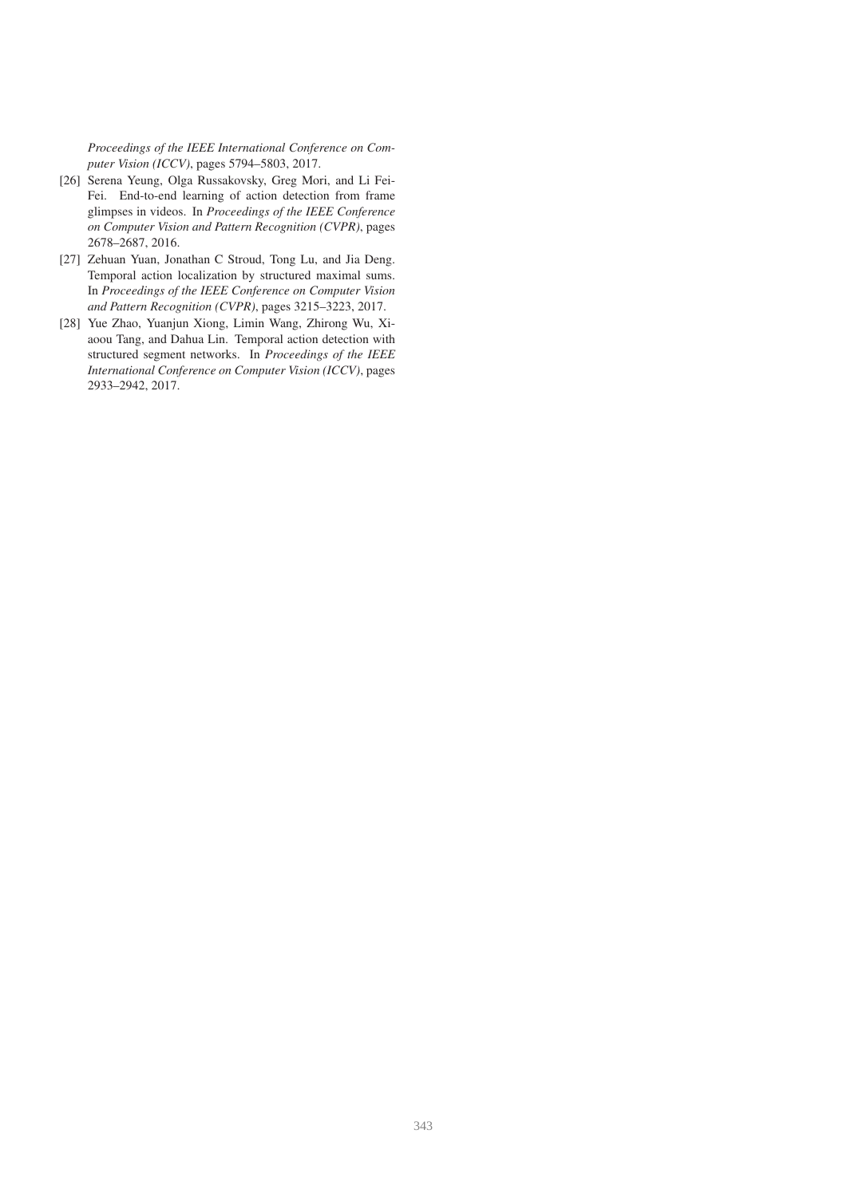*Proceedings of the IEEE International Conference on Computer Vision (ICCV)*, pages 5794–5803, 2017.

[26] Serena Yeung, Olga Russakovsky, Greg Mori, and Li Fei-Fei. End-to-end learning of action detection from frame glimpses in videos. In *Proceedings of the IEEE Conference on Computer Vision and Pattern Recognition (CVPR)*, pages 2678–2687, 2016.

[27] Zehuan Yuan, Jonathan C Stroud, Tong Lu, and Jia Deng. Temporal action localization by structured maximal sums. In *Proceedings of the IEEE Conference on Computer Vision and Pattern Recognition (CVPR)*, pages 3215–3223, 2017.

[28] Yue Zhao, Yuanjun Xiong, Limin Wang, Zhirong Wu, Xiaoou Tang, and Dahua Lin. Temporal action detection with structured segment networks. In *Proceedings of the IEEE International Conference on Computer Vision (ICCV)*, pages 2933–2942, 2017.